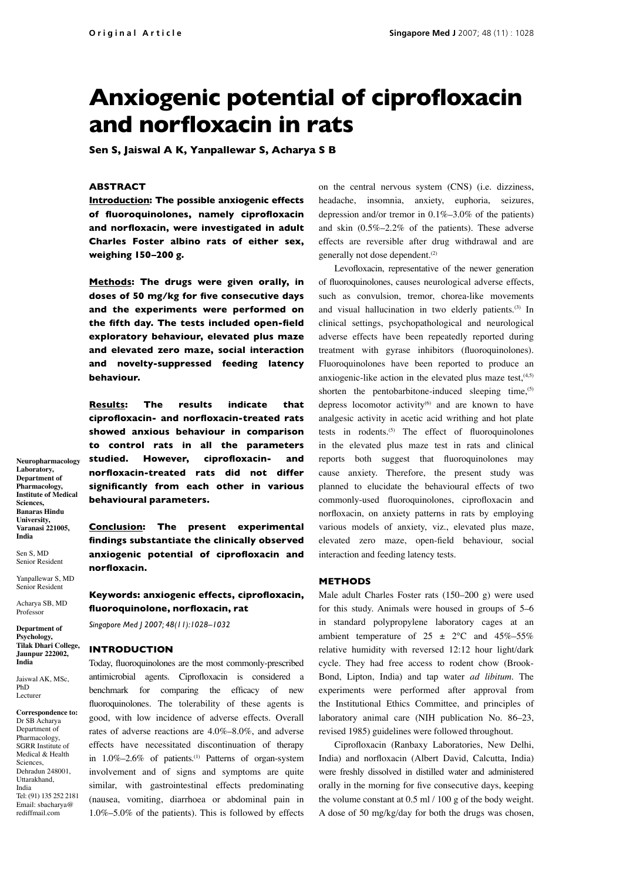# Anxiogenic potential of ciprofloxacin and norfloxacin in rats

**Sen S, Jaiswal A K, Yanpallewar S, Acharya S B**

## ABSTRACT

**Introduction: The possible anxiogenic effects of fluoroquinolones, namely ciprofloxacin and norfloxacin, were investigated in adult Charles Foster albino rats of either sex, weighing 150–200 g.**

**Methods: The drugs were given orally, in doses of 50 mg/kg for five consecutive days and the experiments were performed on the fifth day. The tests included open-field exploratory behaviour, elevated plus maze and elevated zero maze, social interaction and novelty-suppressed feeding latency behaviour.**

**Results: The results indicate that ciprofloxacin- and norfloxacin-treated rats showed anxious behaviour in comparison to control rats in all the parameters studied. However, ciprofloxacin- and norfloxacin-treated rats did not differ significantly from each other in various behavioural parameters.**

**Conclusion: The present experimental findings substantiate the clinically observed anxiogenic potential of ciprofloxacin and norfloxacin.**

**Keywords: anxiogenic effects, ciprofloxacin, fluoroquinolone, norfloxacin, rat**

*Singapore Med J 2007; 48(11):1028–1032*

**Neuropharmacology Laboratory, Department of Pharmacology, Institute of Medical Sciences, Banaras Hindu University, Varanasi 221005, India**

Sen S, MD
Senior Resident

Yanpallewar S, MD
Senior Resident

Acharya SB, MD
Professor

**Department of Psychology, Tilak Dhari College, Jaunpur 222002, India**

Jaiswal AK, MSc, PhD
Lecturer

**Correspondence to:** Dr SB Acharya
Department of Pharmacology,
SGRR Institute of Medical & Health Sciences,
Dehradun 248001, Uttarakhand, India
Tel: (91) 135 252 2181
Email: sbacharya@rediffmail.com

## INTRODUCTION

Today, fluoroquinolones are the most commonly-prescribed antimicrobial agents. Ciprofloxacin is considered a benchmark for comparing the efficacy of new fluoroquinolones. The tolerability of these agents is good, with low incidence of adverse effects. Overall rates of adverse reactions are 4.0%–8.0%, and adverse effects have necessitated discontinuation of therapy in 1.0%–2.6% of patients.[1] Patterns of organ-system involvement and of signs and symptoms are quite similar, with gastrointestinal effects predominating (nausea, vomiting, diarrhoea or abdominal pain in 1.0%–5.0% of the patients). This is followed by effects on the central nervous system (CNS) (i.e. dizziness, headache, insomnia, anxiety, euphoria, seizures, depression and/or tremor in 0.1%–3.0% of the patients) and skin (0.5%–2.2% of the patients). These adverse effects are reversible after drug withdrawal and are generally not dose dependent.[2]

Levofloxacin, representative of the newer generation of fluoroquinolones, causes neurological adverse effects, such as convulsion, tremor, chorea-like movements and visual hallucination in two elderly patients.[3] In clinical settings, psychopathological and neurological adverse effects have been repeatedly reported during treatment with gyrase inhibitors (fluoroquinolones). Fluoroquinolones have been reported to produce an anxiogenic-like action in the elevated plus maze test,[4,5] shorten the pentobarbitone-induced sleeping time,[5] depress locomotor activity[6] and are known to have analgesic activity in acetic acid writhing and hot plate tests in rodents.[5] The effect of fluoroquinolones in the elevated plus maze test in rats and clinical reports both suggest that fluoroquinolones may cause anxiety. Therefore, the present study was planned to elucidate the behavioural effects of two commonly-used fluoroquinolones, ciprofloxacin and norfloxacin, on anxiety patterns in rats by employing various models of anxiety, viz., elevated plus maze, elevated zero maze, open-field behaviour, social interaction and feeding latency tests.

## METHODS

Male adult Charles Foster rats (150–200 g) were used for this study. Animals were housed in groups of 5–6 in standard polypropylene laboratory cages at an ambient temperature of 25 ± 2°C and 45%–55% relative humidity with reversed 12:12 hour light/dark cycle. They had free access to rodent chow (Brook-Bond, Lipton, India) and tap water *ad libitum*. The experiments were performed after approval from the Institutional Ethics Committee, and principles of laboratory animal care (NIH publication No. 86–23, revised 1985) guidelines were followed throughout.

Ciprofloxacin (Ranbaxy Laboratories, New Delhi, India) and norfloxacin (Albert David, Calcutta, India) were freshly dissolved in distilled water and administered orally in the morning for five consecutive days, keeping the volume constant at 0.5 ml / 100 g of the body weight. A dose of 50 mg/kg/day for both the drugs was chosen,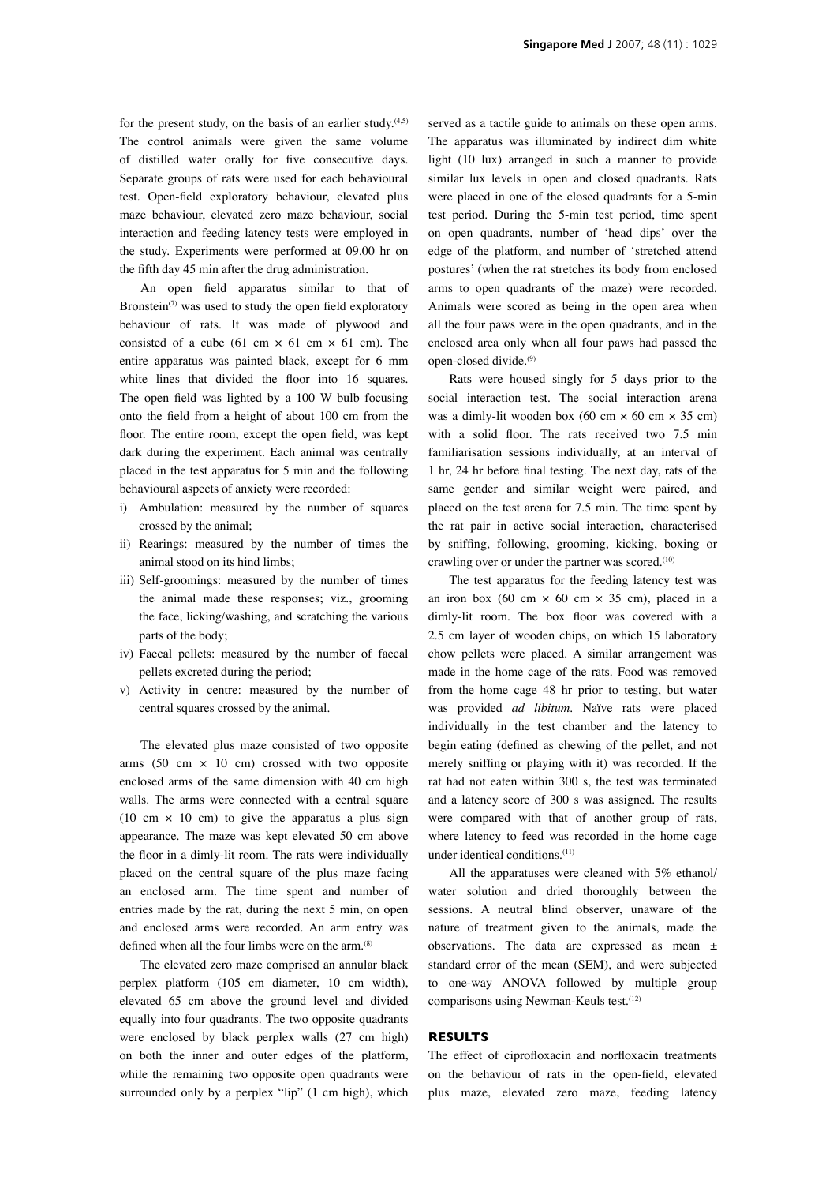for the present study, on the basis of an earlier study.[4,5] The control animals were given the same volume of distilled water orally for five consecutive days. Separate groups of rats were used for each behavioural test. Open-field exploratory behaviour, elevated plus maze behaviour, elevated zero maze behaviour, social interaction and feeding latency tests were employed in the study. Experiments were performed at 09.00 hr on the fifth day 45 min after the drug administration.

An open field apparatus similar to that of Bronstein[7] was used to study the open field exploratory behaviour of rats. It was made of plywood and consisted of a cube (61 cm × 61 cm × 61 cm). The entire apparatus was painted black, except for 6 mm white lines that divided the floor into 16 squares. The open field was lighted by a 100 W bulb focusing onto the field from a height of about 100 cm from the floor. The entire room, except the open field, was kept dark during the experiment. Each animal was centrally placed in the test apparatus for 5 min and the following behavioural aspects of anxiety were recorded:

i) Ambulation: measured by the number of squares crossed by the animal;
ii) Rearings: measured by the number of times the animal stood on its hind limbs;
iii) Self-groomings: measured by the number of times the animal made these responses; viz., grooming the face, licking/washing, and scratching the various parts of the body;
iv) Faecal pellets: measured by the number of faecal pellets excreted during the period;
v) Activity in centre: measured by the number of central squares crossed by the animal.

The elevated plus maze consisted of two opposite arms (50 cm × 10 cm) crossed with two opposite enclosed arms of the same dimension with 40 cm high walls. The arms were connected with a central square (10 cm × 10 cm) to give the apparatus a plus sign appearance. The maze was kept elevated 50 cm above the floor in a dimly-lit room. The rats were individually placed on the central square of the plus maze facing an enclosed arm. The time spent and number of entries made by the rat, during the next 5 min, on open and enclosed arms were recorded. An arm entry was defined when all the four limbs were on the arm.[8]

The elevated zero maze comprised an annular black perplex platform (105 cm diameter, 10 cm width), elevated 65 cm above the ground level and divided equally into four quadrants. The two opposite quadrants were enclosed by black perplex walls (27 cm high) on both the inner and outer edges of the platform, while the remaining two opposite open quadrants were surrounded only by a perplex "lip" (1 cm high), which served as a tactile guide to animals on these open arms. The apparatus was illuminated by indirect dim white light (10 lux) arranged in such a manner to provide similar lux levels in open and closed quadrants. Rats were placed in one of the closed quadrants for a 5-min test period. During the 5-min test period, time spent on open quadrants, number of 'head dips' over the edge of the platform, and number of 'stretched attend postures' (when the rat stretches its body from enclosed arms to open quadrants of the maze) were recorded. Animals were scored as being in the open area when all the four paws were in the open quadrants, and in the enclosed area only when all four paws had passed the open-closed divide.[9]

Rats were housed singly for 5 days prior to the social interaction test. The social interaction arena was a dimly-lit wooden box (60 cm × 60 cm × 35 cm) with a solid floor. The rats received two 7.5 min familiarisation sessions individually, at an interval of 1 hr, 24 hr before final testing. The next day, rats of the same gender and similar weight were paired, and placed on the test arena for 7.5 min. The time spent by the rat pair in active social interaction, characterised by sniffing, following, grooming, kicking, boxing or crawling over or under the partner was scored.[10]

The test apparatus for the feeding latency test was an iron box (60 cm × 60 cm × 35 cm), placed in a dimly-lit room. The box floor was covered with a 2.5 cm layer of wooden chips, on which 15 laboratory chow pellets were placed. A similar arrangement was made in the home cage of the rats. Food was removed from the home cage 48 hr prior to testing, but water was provided *ad libitum*. Naïve rats were placed individually in the test chamber and the latency to begin eating (defined as chewing of the pellet, and not merely sniffing or playing with it) was recorded. If the rat had not eaten within 300 s, the test was terminated and a latency score of 300 s was assigned. The results were compared with that of another group of rats, where latency to feed was recorded in the home cage under identical conditions.[11]

All the apparatuses were cleaned with 5% ethanol/water solution and dried thoroughly between the sessions. A neutral blind observer, unaware of the nature of treatment given to the animals, made the observations. The data are expressed as mean ± standard error of the mean (SEM), and were subjected to one-way ANOVA followed by multiple group comparisons using Newman-Keuls test.[12]

## RESULTS

The effect of ciprofloxacin and norfloxacin treatments on the behaviour of rats in the open-field, elevated plus maze, elevated zero maze, feeding latency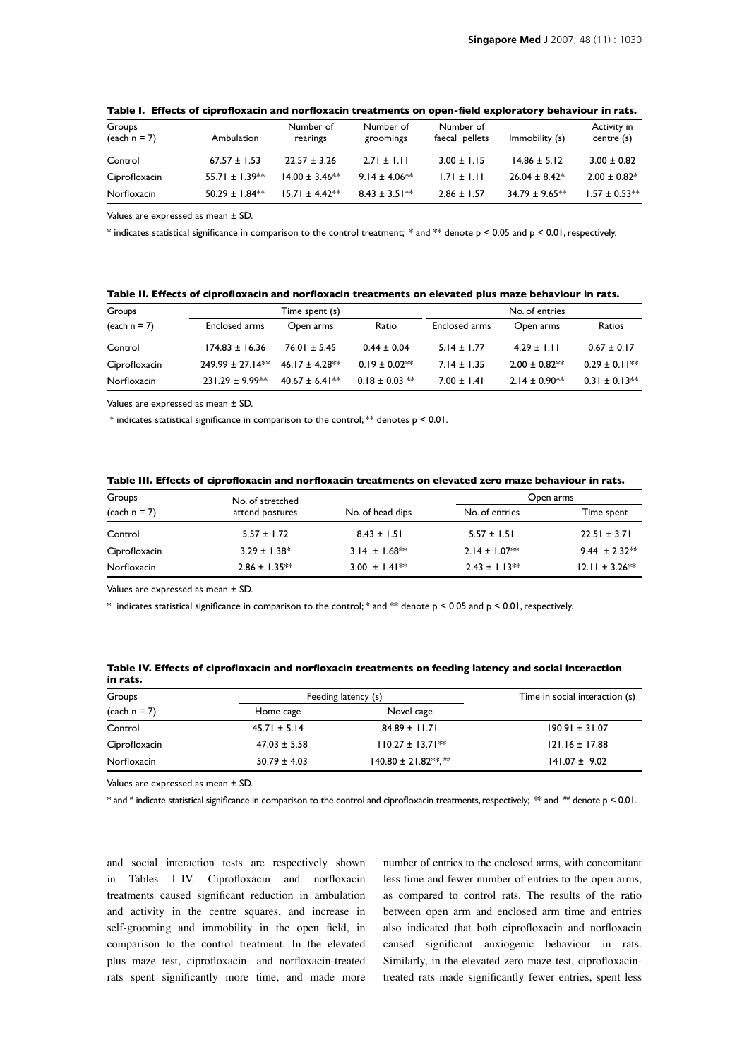**Table I. Effects of ciprofloxacin and norfloxacin treatments on open-field exploratory behaviour in rats.**

| Groups (each n = 7) | Ambulation | Number of rearings | Number of groomings | Number of faecal pellets | Immobility (s) | Activity in centre (s) |
|---|---|---|---|---|---|---|
| Control | 67.57 ± 1.53 | 22.57 ± 3.26 | 2.71 ± 1.11 | 3.00 ± 1.15 | 14.86 ± 5.12 | 3.00 ± 0.82 |
| Ciprofloxacin | 55.71 ± 1.39** | 14.00 ± 3.46** | 9.14 ± 4.06** | 1.71 ± 1.11 | 26.04 ± 8.42* | 2.00 ± 0.82* |
| Norfloxacin | 50.29 ± 1.84** | 15.71 ± 4.42** | 8.43 ± 3.51** | 2.86 ± 1.57 | 34.79 ± 9.65** | 1.57 ± 0.53** |

Values are expressed as mean ± SD.

\* indicates statistical significance in comparison to the control treatment; * and ** denote $p < 0.05$ and $p < 0.01$, respectively.

**Table II. Effects of ciprofloxacin and norfloxacin treatments on elevated plus maze behaviour in rats.**

| Groups | Time spent (s) | | | No. of entries | | |
|---|---|---|---|---|---|---|
| (each n = 7) | Enclosed arms | Open arms | Ratio | Enclosed arms | Open arms | Ratios |
| Control | 174.83 ± 16.36 | 76.01 ± 5.45 | 0.44 ± 0.04 | 5.14 ± 1.77 | 4.29 ± 1.11 | 0.67 ± 0.17 |
| Ciprofloxacin | 249.99 ± 27.14** | 46.17 ± 4.28** | 0.19 ± 0.02** | 7.14 ± 1.35 | 2.00 ± 0.82** | 0.29 ± 0.11** |
| Norfloxacin | 231.29 ± 9.99** | 40.67 ± 6.41** | 0.18 ± 0.03 ** | 7.00 ± 1.41 | 2.14 ± 0.90** | 0.31 ± 0.13** |

Values are expressed as mean ± SD.

\* indicates statistical significance in comparison to the control; ** denotes $p < 0.01$.

**Table III. Effects of ciprofloxacin and norfloxacin treatments on elevated zero maze behaviour in rats.**

| Groups | No. of stretched | | Open arms | |
|---|---|---|---|---|
| (each n = 7) | attend postures | No. of head dips | No. of entries | Time spent |
| Control | 5.57 ± 1.72 | 8.43 ± 1.51 | 5.57 ± 1.51 | 22.51 ± 3.71 |
| Ciprofloxacin | 3.29 ± 1.38* | 3.14 ± 1.68** | 2.14 ± 1.07** | 9.44 ± 2.32** |
| Norfloxacin | 2.86 ± 1.35** | 3.00 ± 1.41** | 2.43 ± 1.13** | 12.11 ± 3.26** |

Values are expressed as mean ± SD.

\* indicates statistical significance in comparison to the control; * and ** denote $p < 0.05$ and $p < 0.01$, respectively.

**Table IV. Effects of ciprofloxacin and norfloxacin treatments on feeding latency and social interaction in rats.**

| Groups | Feeding latency (s) | | Time in social interaction (s) |
|---|---|---|---|
| (each n = 7) | Home cage | Novel cage | |
| Control | 45.71 ± 5.14 | 84.89 ± 11.71 | 190.91 ± 31.07 |
| Ciprofloxacin | 47.03 ± 5.58 | 110.27 ± 13.71** | 121.16 ± 17.88 |
| Norfloxacin | 50.79 ± 4.03 | 140.80 ± 21.82**, ## | 141.07 ± 9.02 |

Values are expressed as mean ± SD.

\* and # indicate statistical significance in comparison to the control and ciprofloxacin treatments, respectively; ** and ## denote $p < 0.01$.

and social interaction tests are respectively shown in Tables I–IV. Ciprofloxacin and norfloxacin treatments caused significant reduction in ambulation and activity in the centre squares, and increase in self-grooming and immobility in the open field, in comparison to the control treatment. In the elevated plus maze test, ciprofloxacin- and norfloxacin-treated rats spent significantly more time, and made more number of entries to the enclosed arms, with concomitant less time and fewer number of entries to the open arms, as compared to control rats. The results of the ratio between open arm and enclosed arm time and entries also indicated that both ciprofloxacin and norfloxacin caused significant anxiogenic behaviour in rats. Similarly, in the elevated zero maze test, ciprofloxacin-treated rats made significantly fewer entries, spent less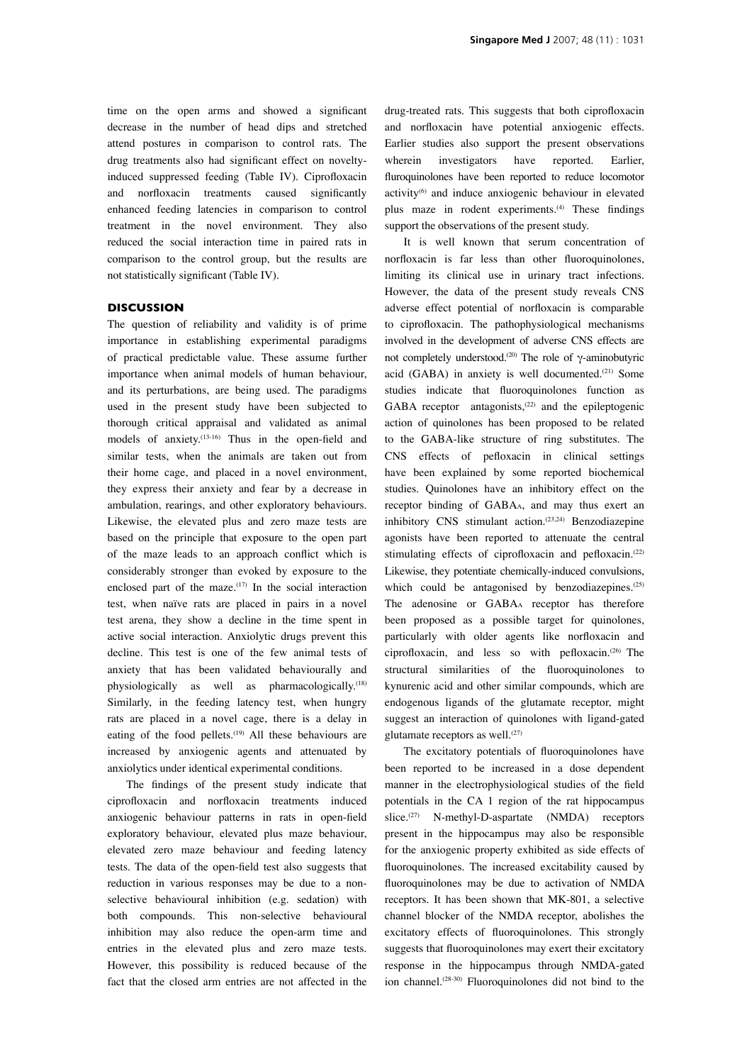time on the open arms and showed a significant decrease in the number of head dips and stretched attend postures in comparison to control rats. The drug treatments also had significant effect on novelty-induced suppressed feeding (Table IV). Ciprofloxacin and norfloxacin treatments caused significantly enhanced feeding latencies in comparison to control treatment in the novel environment. They also reduced the social interaction time in paired rats in comparison to the control group, but the results are not statistically significant (Table IV).

## DISCUSSION

The question of reliability and validity is of prime importance in establishing experimental paradigms of practical predictable value. These assume further importance when animal models of human behaviour, and its perturbations, are being used. The paradigms used in the present study have been subjected to thorough critical appraisal and validated as animal models of anxiety.[13-16] Thus in the open-field and similar tests, when the animals are taken out from their home cage, and placed in a novel environment, they express their anxiety and fear by a decrease in ambulation, rearings, and other exploratory behaviours. Likewise, the elevated plus and zero maze tests are based on the principle that exposure to the open part of the maze leads to an approach conflict which is considerably stronger than evoked by exposure to the enclosed part of the maze.[17] In the social interaction test, when naïve rats are placed in pairs in a novel test arena, they show a decline in the time spent in active social interaction. Anxiolytic drugs prevent this decline. This test is one of the few animal tests of anxiety that has been validated behaviourally and physiologically as well as pharmacologically.[18] Similarly, in the feeding latency test, when hungry rats are placed in a novel cage, there is a delay in eating of the food pellets.[19] All these behaviours are increased by anxiogenic agents and attenuated by anxiolytics under identical experimental conditions.

The findings of the present study indicate that ciprofloxacin and norfloxacin treatments induced anxiogenic behaviour patterns in rats in open-field exploratory behaviour, elevated plus maze behaviour, elevated zero maze behaviour and feeding latency tests. The data of the open-field test also suggests that reduction in various responses may be due to a non-selective behavioural inhibition (e.g. sedation) with both compounds. This non-selective behavioural inhibition may also reduce the open-arm time and entries in the elevated plus and zero maze tests. However, this possibility is reduced because of the fact that the closed arm entries are not affected in the drug-treated rats. This suggests that both ciprofloxacin and norfloxacin have potential anxiogenic effects. Earlier studies also support the present observations wherein investigators have reported. Earlier, fluroquinolones have been reported to reduce locomotor activity[6] and induce anxiogenic behaviour in elevated plus maze in rodent experiments.[4] These findings support the observations of the present study.

It is well known that serum concentration of norfloxacin is far less than other fluoroquinolones, limiting its clinical use in urinary tract infections. However, the data of the present study reveals CNS adverse effect potential of norfloxacin is comparable to ciprofloxacin. The pathophysiological mechanisms involved in the development of adverse CNS effects are not completely understood.[20] The role of γ-aminobutyric acid (GABA) in anxiety is well documented.[21] Some studies indicate that fluoroquinolones function as GABA receptor antagonists,[22] and the epileptogenic action of quinolones has been proposed to be related to the GABA-like structure of ring substitutes. The CNS effects of pefloxacin in clinical settings have been explained by some reported biochemical studies. Quinolones have an inhibitory effect on the receptor binding of $GABA_A$, and may thus exert an inhibitory CNS stimulant action.[23,24] Benzodiazepine agonists have been reported to attenuate the central stimulating effects of ciprofloxacin and pefloxacin.[22] Likewise, they potentiate chemically-induced convulsions, which could be antagonised by benzodiazepines.[25] The adenosine or $GABA_A$ receptor has therefore been proposed as a possible target for quinolones, particularly with older agents like norfloxacin and ciprofloxacin, and less so with pefloxacin.[26] The structural similarities of the fluoroquinolones to kynurenic acid and other similar compounds, which are endogenous ligands of the glutamate receptor, might suggest an interaction of quinolones with ligand-gated glutamate receptors as well.[27]

The excitatory potentials of fluoroquinolones have been reported to be increased in a dose dependent manner in the electrophysiological studies of the field potentials in the CA 1 region of the rat hippocampus slice.[27] N-methyl-D-aspartate (NMDA) receptors present in the hippocampus may also be responsible for the anxiogenic property exhibited as side effects of fluoroquinolones. The increased excitability caused by fluoroquinolones may be due to activation of NMDA receptors. It has been shown that MK-801, a selective channel blocker of the NMDA receptor, abolishes the excitatory effects of fluoroquinolones. This strongly suggests that fluoroquinolones may exert their excitatory response in the hippocampus through NMDA-gated ion channel.[28-30] Fluoroquinolones did not bind to the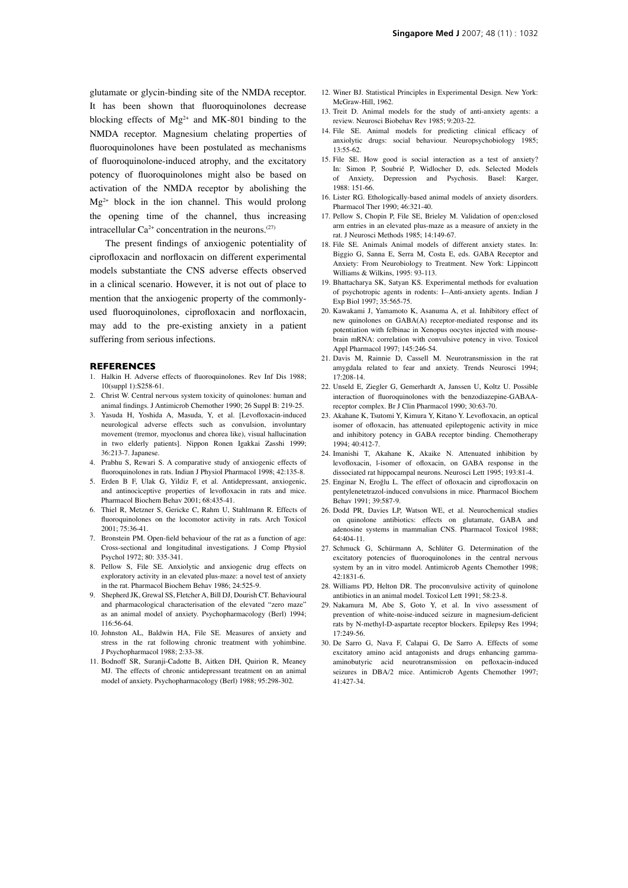glutamate or glycin-binding site of the NMDA receptor. It has been shown that fluoroquinolones decrease blocking effects of $Mg^{2+}$ and MK-801 binding to the NMDA receptor. Magnesium chelating properties of fluoroquinolones have been postulated as mechanisms of fluoroquinolone-induced atrophy, and the excitatory potency of fluoroquinolones might also be based on activation of the NMDA receptor by abolishing the $Mg^{2+}$ block in the ion channel. This would prolong the opening time of the channel, thus increasing intracellular $Ca^{2+}$ concentration in the neurons.[27]

The present findings of anxiogenic potentiality of ciprofloxacin and norfloxacin on different experimental models substantiate the CNS adverse effects observed in a clinical scenario. However, it is not out of place to mention that the anxiogenic property of the commonly-used fluoroquinolones, ciprofloxacin and norfloxacin, may add to the pre-existing anxiety in a patient suffering from serious infections.

## REFERENCES

1. Halkin H. Adverse effects of fluoroquinolones. Rev Inf Dis 1988; 10(suppl 1):S258-61.
2. Christ W. Central nervous system toxicity of quinolones: human and animal findings. J Antimicrob Chemother 1990; 26 Suppl B: 219-25.
3. Yasuda H, Yoshida A, Masuda, Y, et al. [Levofloxacin-induced neurological adverse effects such as convulsion, involuntary movement (tremor, myoclonus and chorea like), visual hallucination in two elderly patients]. Nippon Ronen Igakkai Zasshi 1999; 36:213-7. Japanese.
4. Prabhu S, Rewari S. A comparative study of anxiogenic effects of fluoroquinolones in rats. Indian J Physiol Pharmacol 1998; 42:135-8.
5. Erden B F, Ulak G, Yildiz F, et al. Antidepressant, anxiogenic, and antinociceptive properties of levofloxacin in rats and mice. Pharmacol Biochem Behav 2001; 68:435-41.
6. Thiel R, Metzner S, Gericke C, Rahm U, Stahlmann R. Effects of fluoroquinolones on the locomotor activity in rats. Arch Toxicol 2001; 75:36-41.
7. Bronstein PM. Open-field behaviour of the rat as a function of age: Cross-sectional and longitudinal investigations. J Comp Physiol Psychol 1972; 80: 335-341.
8. Pellow S, File SE. Anxiolytic and anxiogenic drug effects on exploratory activity in an elevated plus-maze: a novel test of anxiety in the rat. Pharmacol Biochem Behav 1986; 24:525-9.
9. Shepherd JK, Grewal SS, Fletcher A, Bill DJ, Dourish CT. Behavioural and pharmacological characterisation of the elevated "zero maze" as an animal model of anxiety. Psychopharmacology (Berl) 1994; 116:56-64.
10. Johnston AL, Baldwin HA, File SE. Measures of anxiety and stress in the rat following chronic treatment with yohimbine. J Psychopharmacol 1988; 2:33-38.
11. Bodnoff SR, Suranji-Cadotte B, Aitken DH, Quirion R, Meaney MJ. The effects of chronic antidepressant treatment on an animal model of anxiety. Psychopharmacology (Berl) 1988; 95:298-302.
12. Winer BJ. Statistical Principles in Experimental Design. New York: McGraw-Hill, 1962.
13. Treit D. Animal models for the study of anti-anxiety agents: a review. Neurosci Biobehav Rev 1985; 9:203-22.
14. File SE. Animal models for predicting clinical efficacy of anxiolytic drugs: social behaviour. Neuropsychobiology 1985; 13:55-62.
15. File SE. How good is social interaction as a test of anxiety? In: Simon P, Soubrié P, Widlocher D, eds. Selected Models of Anxiety, Depression and Psychosis. Basel: Karger, 1988: 151-66.
16. Lister RG. Ethologically-based animal models of anxiety disorders. Pharmacol Ther 1990; 46:321-40.
17. Pellow S, Chopin P, File SE, Brieley M. Validation of open:closed arm entries in an elevated plus-maze as a measure of anxiety in the rat. J Neurosci Methods 1985; 14:149-67.
18. File SE. Animals Animal models of different anxiety states. In: Biggio G, Sanna E, Serra M, Costa E, eds. GABA Receptor and Anxiety: From Neurobiology to Treatment. New York: Lippincott Williams & Wilkins, 1995: 93-113.
19. Bhattacharya SK, Satyan KS. Experimental methods for evaluation of psychotropic agents in rodents: I--Anti-anxiety agents. Indian J Exp Biol 1997; 35:565-75.
20. Kawakami J, Yamamoto K, Asanuma A, et al. Inhibitory effect of new quinolones on GABA(A) receptor-mediated response and its potentiation with felbinac in Xenopus oocytes injected with mouse-brain mRNA: correlation with convulsive potency in vivo. Toxicol Appl Pharmacol 1997; 145:246-54.
21. Davis M, Rainnie D, Cassell M. Neurotransmission in the rat amygdala related to fear and anxiety. Trends Neurosci 1994; 17:208-14.
22. Unseld E, Ziegler G, Gemerhardt A, Janssen U, Koltz U. Possible interaction of fluoroquinolones with the benzodiazepine-GABAA-receptor complex. Br J Clin Pharmacol 1990; 30:63-70.
23. Akahane K, Tsutomi Y, Kimura Y, Kitano Y. Levofloxacin, an optical isomer of ofloxacin, has attenuated epileptogenic activity in mice and inhibitory potency in GABA receptor binding. Chemotherapy 1994; 40:412-7.
24. Imanishi T, Akahane K, Akaike N. Attenuated inhibition by levofloxacin, l-isomer of ofloxacin, on GABA response in the dissociated rat hippocampal neurons. Neurosci Lett 1995; 193:81-4.
25. Enginar N, Eroğlu L. The effect of ofloxacin and ciprofloxacin on pentylenetetrazol-induced convulsions in mice. Pharmacol Biochem Behav 1991; 39:587-9.
26. Dodd PR, Davies LP, Watson WE, et al. Neurochemical studies on quinolone antibiotics: effects on glutamate, GABA and adenosine systems in mammalian CNS. Pharmacol Toxicol 1988; 64:404-11.
27. Schmuck G, Schürmann A, Schlüter G. Determination of the excitatory potencies of fluoroquinolones in the central nervous system by an in vitro model. Antimicrob Agents Chemother 1998; 42:1831-6.
28. Williams PD, Helton DR. The proconvulsive activity of quinolone antibiotics in an animal model. Toxicol Lett 1991; 58:23-8.
29. Nakamura M, Abe S, Goto Y, et al. In vivo assessment of prevention of white-noise-induced seizure in magnesium-deficient rats by N-methyl-D-aspartate receptor blockers. Epilepsy Res 1994; 17:249-56.
30. De Sarro G, Nava F, Calapai G, De Sarro A. Effects of some excitatory amino acid antagonists and drugs enhancing gamma-aminobutyric acid neurotransmission on pefloxacin-induced seizures in DBA/2 mice. Antimicrob Agents Chemother 1997; 41:427-34.